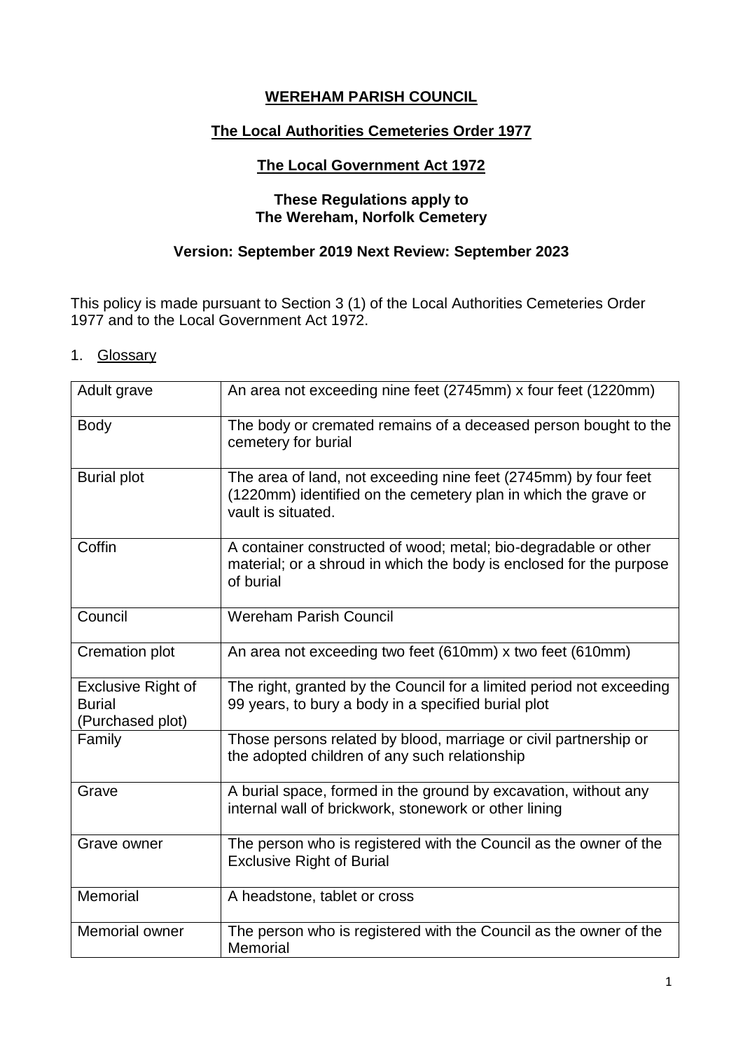**WEREHAM PARISH COUNCIL**

**The Local Authorities Cemeteries Order 1977**

**The Local Government Act 1972**

**These Regulations apply to**
**The Wereham, Norfolk Cemetery**

**Version: September 2019 Next Review: September 2023**

This policy is made pursuant to Section 3 (1) of the Local Authorities Cemeteries Order 1977 and to the Local Government Act 1972.

1. Glossary

| | |
|---|---|
| Adult grave | An area not exceeding nine feet (2745mm) x four feet (1220mm) |
| Body | The body or cremated remains of a deceased person bought to the cemetery for burial |
| Burial plot | The area of land, not exceeding nine feet (2745mm) by four feet (1220mm) identified on the cemetery plan in which the grave or vault is situated. |
| Coffin | A container constructed of wood; metal; bio-degradable or other material; or a shroud in which the body is enclosed for the purpose of burial |
| Council | Wereham Parish Council |
| Cremation plot | An area not exceeding two feet (610mm) x two feet (610mm) |
| Exclusive Right of Burial (Purchased plot) | The right, granted by the Council for a limited period not exceeding 99 years, to bury a body in a specified burial plot |
| Family | Those persons related by blood, marriage or civil partnership or the adopted children of any such relationship |
| Grave | A burial space, formed in the ground by excavation, without any internal wall of brickwork, stonework or other lining |
| Grave owner | The person who is registered with the Council as the owner of the Exclusive Right of Burial |
| Memorial | A headstone, tablet or cross |
| Memorial owner | The person who is registered with the Council as the owner of the Memorial |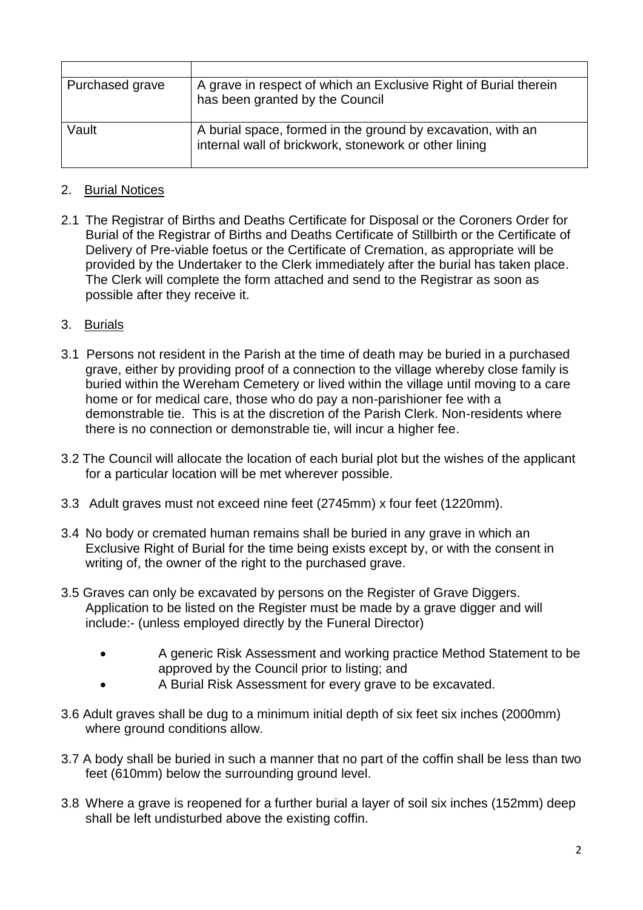| | |
|---|---|
| Purchased grave | A grave in respect of which an Exclusive Right of Burial therein has been granted by the Council |
| Vault | A burial space, formed in the ground by excavation, with an internal wall of brickwork, stonework or other lining |

## 2. Burial Notices

2.1 The Registrar of Births and Deaths Certificate for Disposal or the Coroners Order for Burial of the Registrar of Births and Deaths Certificate of Stillbirth or the Certificate of Delivery of Pre-viable foetus or the Certificate of Cremation, as appropriate will be provided by the Undertaker to the Clerk immediately after the burial has taken place. The Clerk will complete the form attached and send to the Registrar as soon as possible after they receive it.

## 3. Burials

3.1 Persons not resident in the Parish at the time of death may be buried in a purchased grave, either by providing proof of a connection to the village whereby close family is buried within the Wereham Cemetery or lived within the village until moving to a care home or for medical care, those who do pay a non-parishioner fee with a demonstrable tie. This is at the discretion of the Parish Clerk. Non-residents where there is no connection or demonstrable tie, will incur a higher fee.

3.2 The Council will allocate the location of each burial plot but the wishes of the applicant for a particular location will be met wherever possible.

3.3 Adult graves must not exceed nine feet (2745mm) x four feet (1220mm).

3.4 No body or cremated human remains shall be buried in any grave in which an Exclusive Right of Burial for the time being exists except by, or with the consent in writing of, the owner of the right to the purchased grave.

3.5 Graves can only be excavated by persons on the Register of Grave Diggers. Application to be listed on the Register must be made by a grave digger and will include:- (unless employed directly by the Funeral Director)

- A generic Risk Assessment and working practice Method Statement to be approved by the Council prior to listing; and
- A Burial Risk Assessment for every grave to be excavated.

3.6 Adult graves shall be dug to a minimum initial depth of six feet six inches (2000mm) where ground conditions allow.

3.7 A body shall be buried in such a manner that no part of the coffin shall be less than two feet (610mm) below the surrounding ground level.

3.8 Where a grave is reopened for a further burial a layer of soil six inches (152mm) deep shall be left undisturbed above the existing coffin.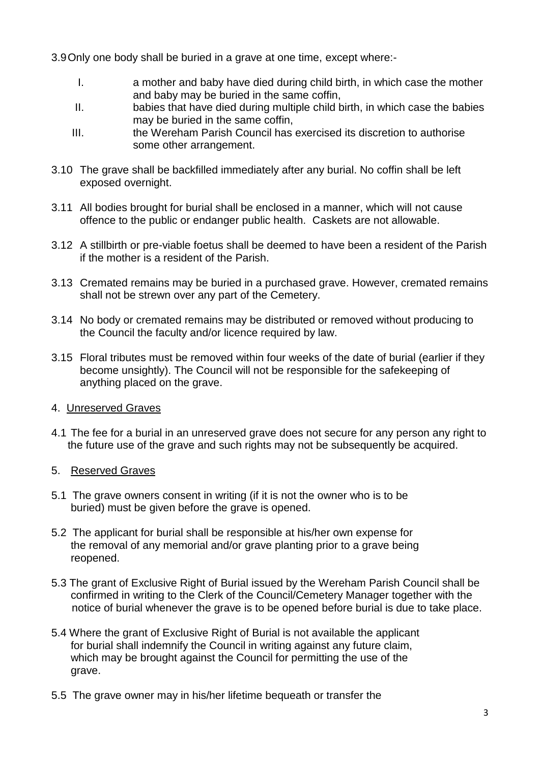3.9 Only one body shall be buried in a grave at one time, except where:-

- I. a mother and baby have died during child birth, in which case the mother and baby may be buried in the same coffin,
- II. babies that have died during multiple child birth, in which case the babies may be buried in the same coffin,
- III. the Wereham Parish Council has exercised its discretion to authorise some other arrangement.

3.10 The grave shall be backfilled immediately after any burial. No coffin shall be left exposed overnight.

3.11 All bodies brought for burial shall be enclosed in a manner, which will not cause offence to the public or endanger public health. Caskets are not allowable.

3.12 A stillbirth or pre-viable foetus shall be deemed to have been a resident of the Parish if the mother is a resident of the Parish.

3.13 Cremated remains may be buried in a purchased grave. However, cremated remains shall not be strewn over any part of the Cemetery.

3.14 No body or cremated remains may be distributed or removed without producing to the Council the faculty and/or licence required by law.

3.15 Floral tributes must be removed within four weeks of the date of burial (earlier if they become unsightly). The Council will not be responsible for the safekeeping of anything placed on the grave.

4. <u>Unreserved Graves</u>

4.1 The fee for a burial in an unreserved grave does not secure for any person any right to the future use of the grave and such rights may not be subsequently be acquired.

5. <u>Reserved Graves</u>

5.1 The grave owners consent in writing (if it is not the owner who is to be buried) must be given before the grave is opened.

5.2 The applicant for burial shall be responsible at his/her own expense for the removal of any memorial and/or grave planting prior to a grave being reopened.

5.3 The grant of Exclusive Right of Burial issued by the Wereham Parish Council shall be confirmed in writing to the Clerk of the Council/Cemetery Manager together with the notice of burial whenever the grave is to be opened before burial is due to take place.

5.4 Where the grant of Exclusive Right of Burial is not available the applicant for burial shall indemnify the Council in writing against any future claim, which may be brought against the Council for permitting the use of the grave.

5.5 The grave owner may in his/her lifetime bequeath or transfer the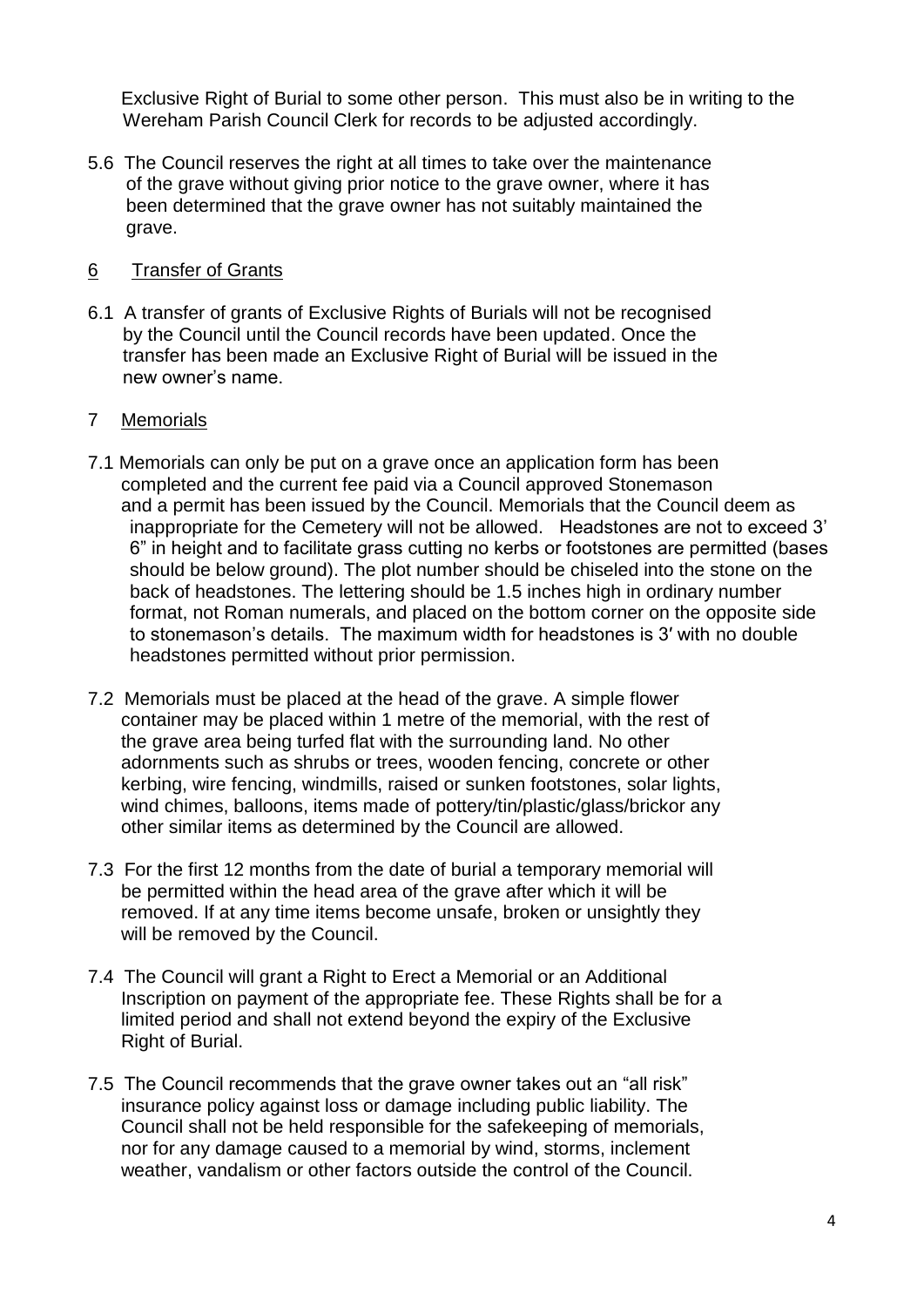Exclusive Right of Burial to some other person. This must also be in writing to the Wereham Parish Council Clerk for records to be adjusted accordingly.

5.6 The Council reserves the right at all times to take over the maintenance of the grave without giving prior notice to the grave owner, where it has been determined that the grave owner has not suitably maintained the grave.

## 6 Transfer of Grants

6.1 A transfer of grants of Exclusive Rights of Burials will not be recognised by the Council until the Council records have been updated. Once the transfer has been made an Exclusive Right of Burial will be issued in the new owner's name.

## 7 Memorials

7.1 Memorials can only be put on a grave once an application form has been completed and the current fee paid via a Council approved Stonemason and a permit has been issued by the Council. Memorials that the Council deem as inappropriate for the Cemetery will not be allowed. Headstones are not to exceed 3' 6" in height and to facilitate grass cutting no kerbs or footstones are permitted (bases should be below ground). The plot number should be chiseled into the stone on the back of headstones. The lettering should be 1.5 inches high in ordinary number format, not Roman numerals, and placed on the bottom corner on the opposite side to stonemason's details. The maximum width for headstones is 3′ with no double headstones permitted without prior permission.

7.2 Memorials must be placed at the head of the grave. A simple flower container may be placed within 1 metre of the memorial, with the rest of the grave area being turfed flat with the surrounding land. No other adornments such as shrubs or trees, wooden fencing, concrete or other kerbing, wire fencing, windmills, raised or sunken footstones, solar lights, wind chimes, balloons, items made of pottery/tin/plastic/glass/brickor any other similar items as determined by the Council are allowed.

7.3 For the first 12 months from the date of burial a temporary memorial will be permitted within the head area of the grave after which it will be removed. If at any time items become unsafe, broken or unsightly they will be removed by the Council.

7.4 The Council will grant a Right to Erect a Memorial or an Additional Inscription on payment of the appropriate fee. These Rights shall be for a limited period and shall not extend beyond the expiry of the Exclusive Right of Burial.

7.5 The Council recommends that the grave owner takes out an "all risk" insurance policy against loss or damage including public liability. The Council shall not be held responsible for the safekeeping of memorials, nor for any damage caused to a memorial by wind, storms, inclement weather, vandalism or other factors outside the control of the Council.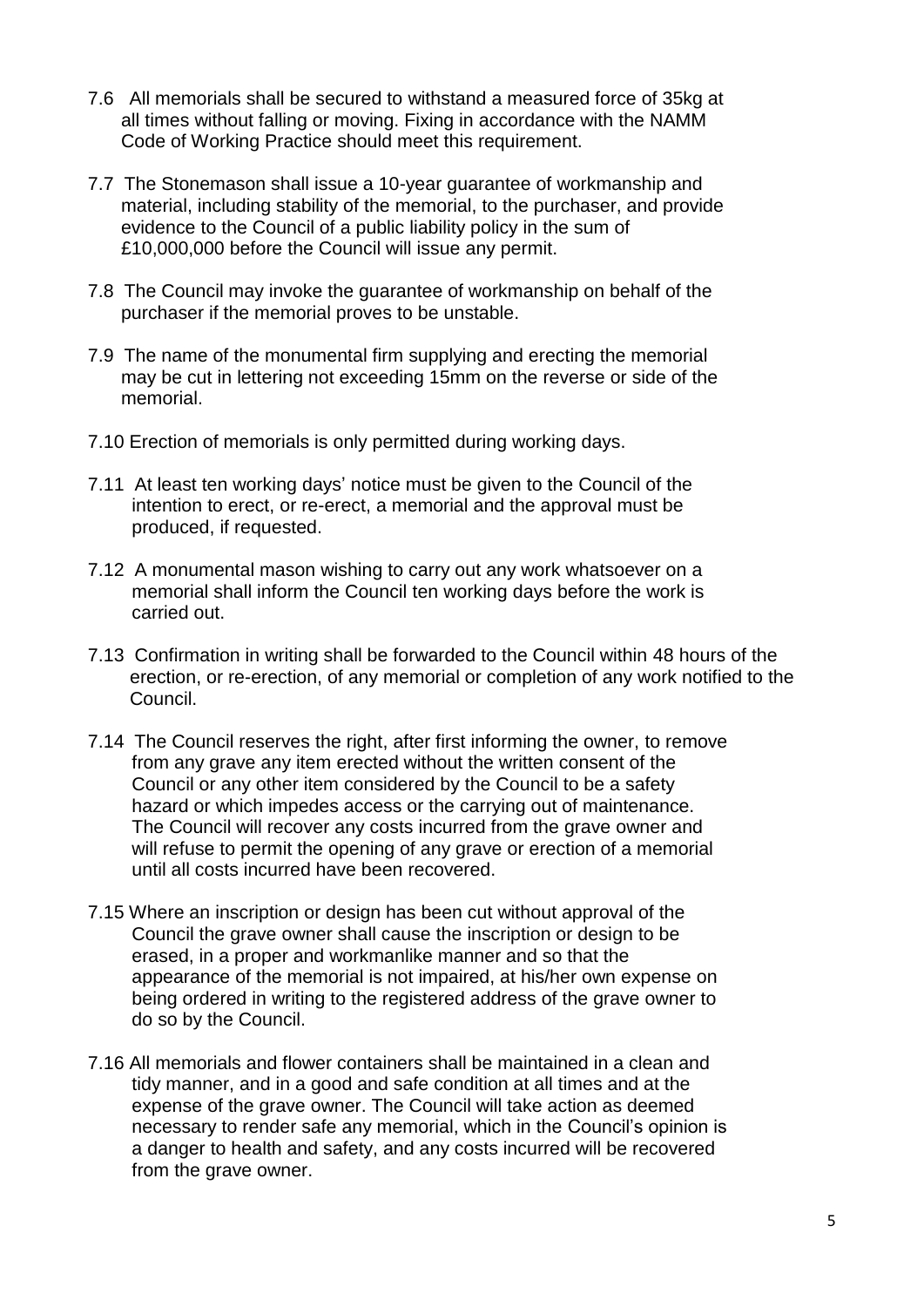7.6 All memorials shall be secured to withstand a measured force of 35kg at all times without falling or moving. Fixing in accordance with the NAMM Code of Working Practice should meet this requirement.

7.7 The Stonemason shall issue a 10-year guarantee of workmanship and material, including stability of the memorial, to the purchaser, and provide evidence to the Council of a public liability policy in the sum of £10,000,000 before the Council will issue any permit.

7.8 The Council may invoke the guarantee of workmanship on behalf of the purchaser if the memorial proves to be unstable.

7.9 The name of the monumental firm supplying and erecting the memorial may be cut in lettering not exceeding 15mm on the reverse or side of the memorial.

7.10 Erection of memorials is only permitted during working days.

7.11 At least ten working days' notice must be given to the Council of the intention to erect, or re-erect, a memorial and the approval must be produced, if requested.

7.12 A monumental mason wishing to carry out any work whatsoever on a memorial shall inform the Council ten working days before the work is carried out.

7.13 Confirmation in writing shall be forwarded to the Council within 48 hours of the erection, or re-erection, of any memorial or completion of any work notified to the Council.

7.14 The Council reserves the right, after first informing the owner, to remove from any grave any item erected without the written consent of the Council or any other item considered by the Council to be a safety hazard or which impedes access or the carrying out of maintenance. The Council will recover any costs incurred from the grave owner and will refuse to permit the opening of any grave or erection of a memorial until all costs incurred have been recovered.

7.15 Where an inscription or design has been cut without approval of the Council the grave owner shall cause the inscription or design to be erased, in a proper and workmanlike manner and so that the appearance of the memorial is not impaired, at his/her own expense on being ordered in writing to the registered address of the grave owner to do so by the Council.

7.16 All memorials and flower containers shall be maintained in a clean and tidy manner, and in a good and safe condition at all times and at the expense of the grave owner. The Council will take action as deemed necessary to render safe any memorial, which in the Council's opinion is a danger to health and safety, and any costs incurred will be recovered from the grave owner.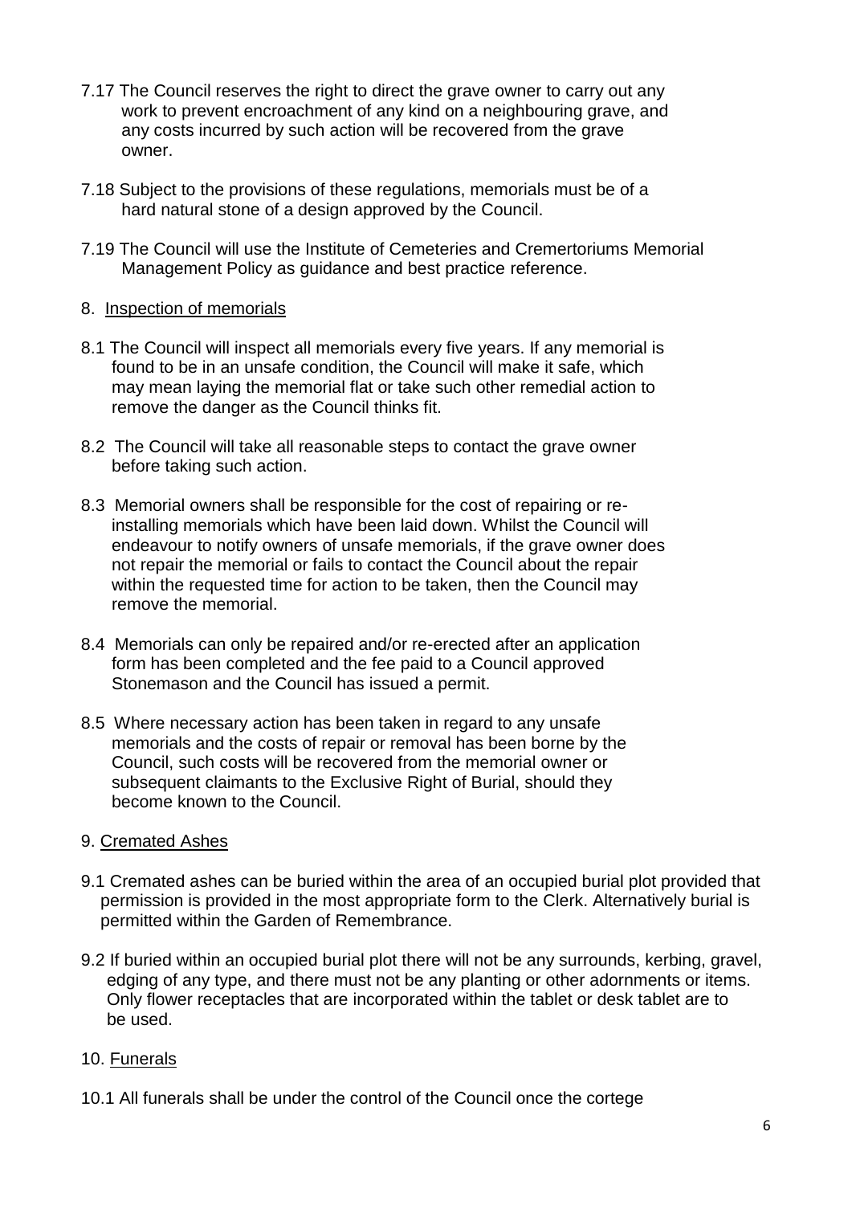7.17 The Council reserves the right to direct the grave owner to carry out any work to prevent encroachment of any kind on a neighbouring grave, and any costs incurred by such action will be recovered from the grave owner.

7.18 Subject to the provisions of these regulations, memorials must be of a hard natural stone of a design approved by the Council.

7.19 The Council will use the Institute of Cemeteries and Cremertoriums Memorial Management Policy as guidance and best practice reference.

8. <u>Inspection of memorials</u>

8.1 The Council will inspect all memorials every five years. If any memorial is found to be in an unsafe condition, the Council will make it safe, which may mean laying the memorial flat or take such other remedial action to remove the danger as the Council thinks fit.

8.2 The Council will take all reasonable steps to contact the grave owner before taking such action.

8.3 Memorial owners shall be responsible for the cost of repairing or re-installing memorials which have been laid down. Whilst the Council will endeavour to notify owners of unsafe memorials, if the grave owner does not repair the memorial or fails to contact the Council about the repair within the requested time for action to be taken, then the Council may remove the memorial.

8.4 Memorials can only be repaired and/or re-erected after an application form has been completed and the fee paid to a Council approved Stonemason and the Council has issued a permit.

8.5 Where necessary action has been taken in regard to any unsafe memorials and the costs of repair or removal has been borne by the Council, such costs will be recovered from the memorial owner or subsequent claimants to the Exclusive Right of Burial, should they become known to the Council.

9. <u>Cremated Ashes</u>

9.1 Cremated ashes can be buried within the area of an occupied burial plot provided that permission is provided in the most appropriate form to the Clerk. Alternatively burial is permitted within the Garden of Remembrance.

9.2 If buried within an occupied burial plot there will not be any surrounds, kerbing, gravel, edging of any type, and there must not be any planting or other adornments or items. Only flower receptacles that are incorporated within the tablet or desk tablet are to be used.

10. <u>Funerals</u>

10.1 All funerals shall be under the control of the Council once the cortege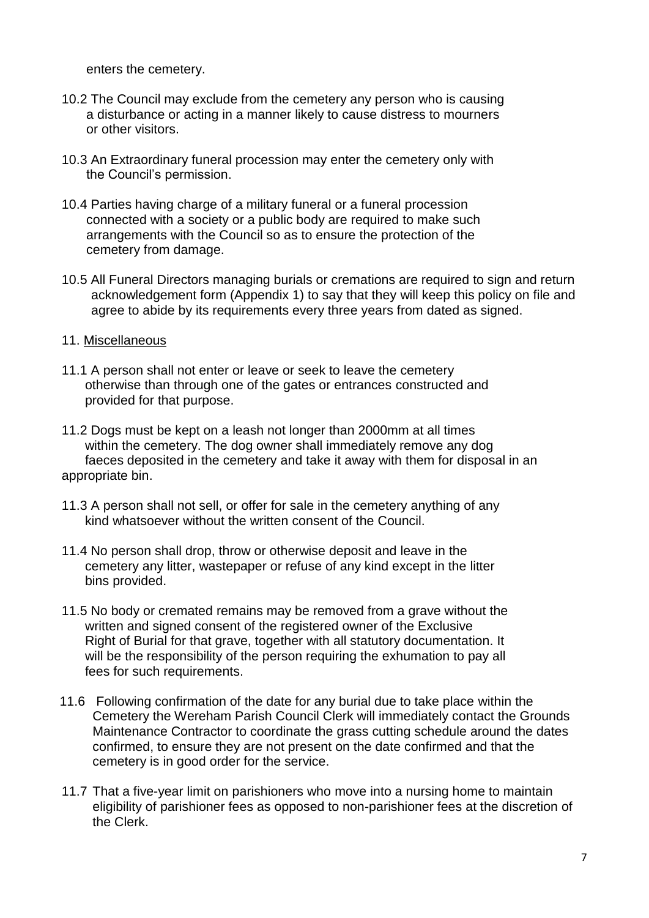enters the cemetery.

10.2 The Council may exclude from the cemetery any person who is causing a disturbance or acting in a manner likely to cause distress to mourners or other visitors.

10.3 An Extraordinary funeral procession may enter the cemetery only with the Council's permission.

10.4 Parties having charge of a military funeral or a funeral procession connected with a society or a public body are required to make such arrangements with the Council so as to ensure the protection of the cemetery from damage.

10.5 All Funeral Directors managing burials or cremations are required to sign and return acknowledgement form (Appendix 1) to say that they will keep this policy on file and agree to abide by its requirements every three years from dated as signed.

11. <u>Miscellaneous</u>

11.1 A person shall not enter or leave or seek to leave the cemetery otherwise than through one of the gates or entrances constructed and provided for that purpose.

11.2 Dogs must be kept on a leash not longer than 2000mm at all times within the cemetery. The dog owner shall immediately remove any dog faeces deposited in the cemetery and take it away with them for disposal in an appropriate bin.

11.3 A person shall not sell, or offer for sale in the cemetery anything of any kind whatsoever without the written consent of the Council.

11.4 No person shall drop, throw or otherwise deposit and leave in the cemetery any litter, wastepaper or refuse of any kind except in the litter bins provided.

11.5 No body or cremated remains may be removed from a grave without the written and signed consent of the registered owner of the Exclusive Right of Burial for that grave, together with all statutory documentation. It will be the responsibility of the person requiring the exhumation to pay all fees for such requirements.

11.6 Following confirmation of the date for any burial due to take place within the Cemetery the Wereham Parish Council Clerk will immediately contact the Grounds Maintenance Contractor to coordinate the grass cutting schedule around the dates confirmed, to ensure they are not present on the date confirmed and that the cemetery is in good order for the service.

11.7 That a five-year limit on parishioners who move into a nursing home to maintain eligibility of parishioner fees as opposed to non-parishioner fees at the discretion of the Clerk.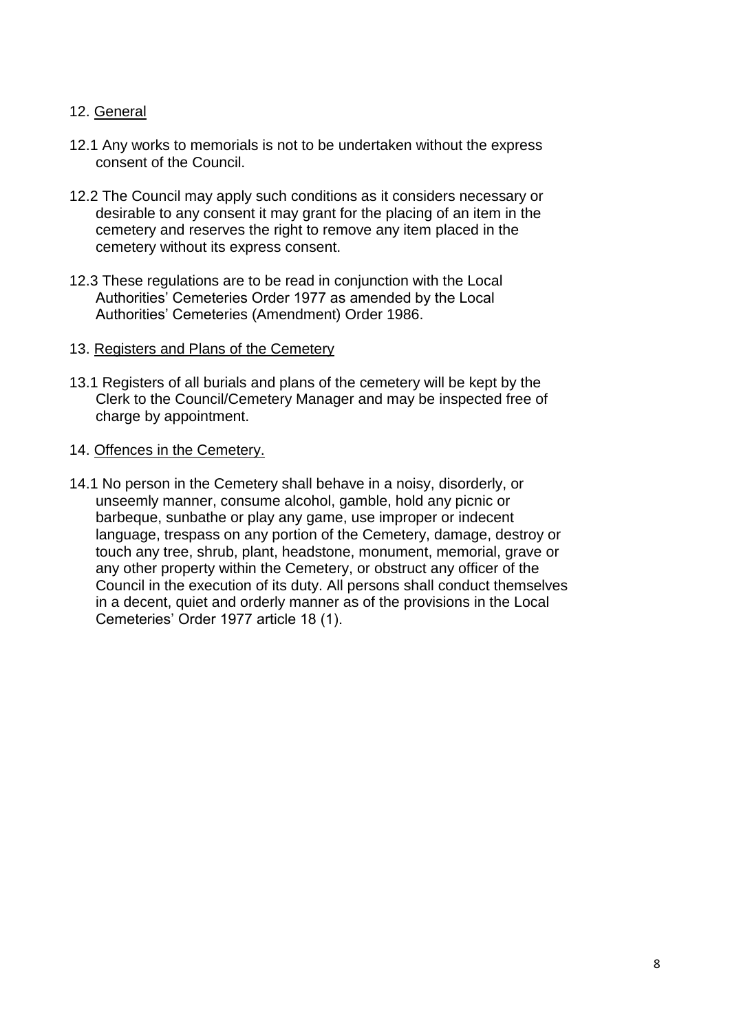12. <u>General</u>

12.1 Any works to memorials is not to be undertaken without the express consent of the Council.

12.2 The Council may apply such conditions as it considers necessary or desirable to any consent it may grant for the placing of an item in the cemetery and reserves the right to remove any item placed in the cemetery without its express consent.

12.3 These regulations are to be read in conjunction with the Local Authorities' Cemeteries Order 1977 as amended by the Local Authorities' Cemeteries (Amendment) Order 1986.

13. <u>Registers and Plans of the Cemetery</u>

13.1 Registers of all burials and plans of the cemetery will be kept by the Clerk to the Council/Cemetery Manager and may be inspected free of charge by appointment.

14. <u>Offences in the Cemetery.</u>

14.1 No person in the Cemetery shall behave in a noisy, disorderly, or unseemly manner, consume alcohol, gamble, hold any picnic or barbeque, sunbathe or play any game, use improper or indecent language, trespass on any portion of the Cemetery, damage, destroy or touch any tree, shrub, plant, headstone, monument, memorial, grave or any other property within the Cemetery, or obstruct any officer of the Council in the execution of its duty. All persons shall conduct themselves in a decent, quiet and orderly manner as of the provisions in the Local Cemeteries' Order 1977 article 18 (1).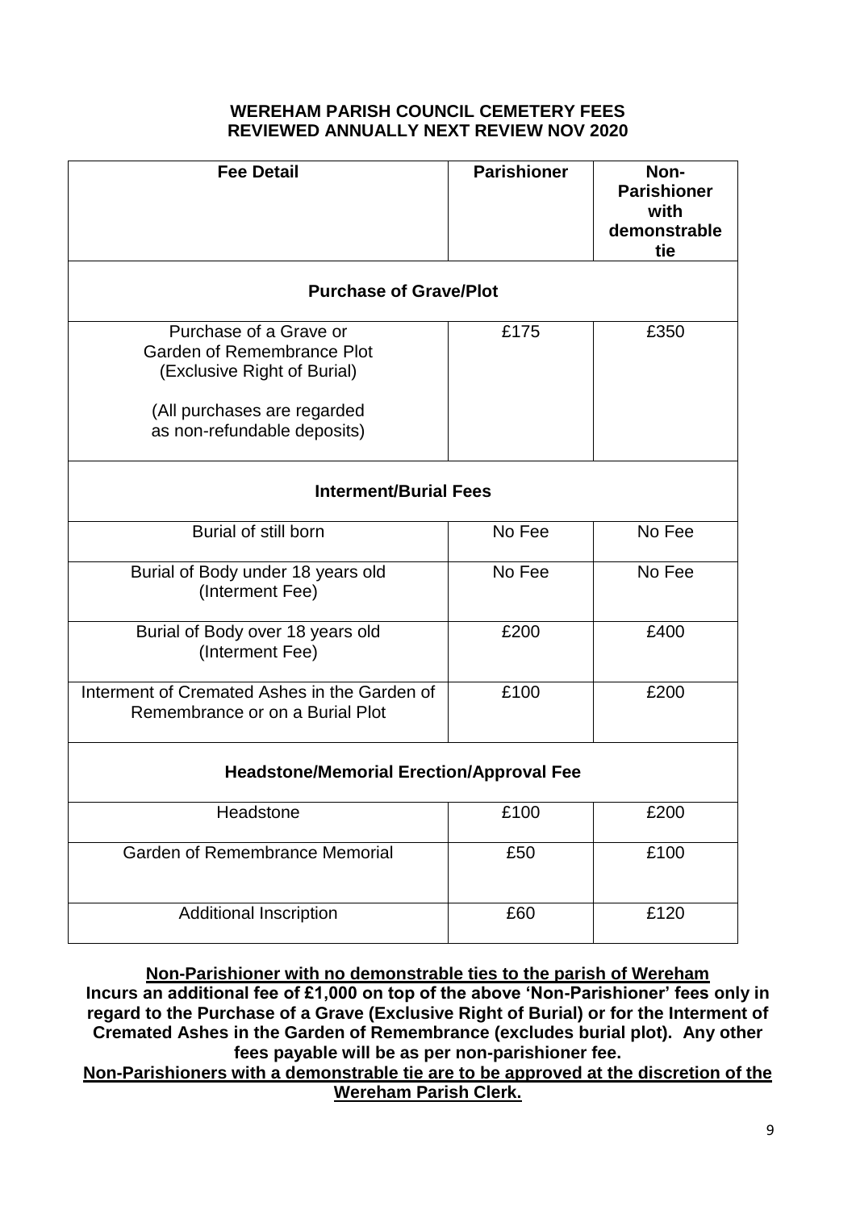# WEREHAM PARISH COUNCIL CEMETERY FEES
## REVIEWED ANNUALLY NEXT REVIEW NOV 2020

| Fee Detail | Parishioner | Non-Parishioner with demonstrable tie |
|---|---|---|
| **Purchase of Grave/Plot** | | |
| Purchase of a Grave or Garden of Remembrance Plot (Exclusive Right of Burial)<br><br>(All purchases are regarded as non-refundable deposits) | £175 | £350 |
| **Interment/Burial Fees** | | |
| Burial of still born | No Fee | No Fee |
| Burial of Body under 18 years old (Interment Fee) | No Fee | No Fee |
| Burial of Body over 18 years old (Interment Fee) | £200 | £400 |
| Interment of Cremated Ashes in the Garden of Remembrance or on a Burial Plot | £100 | £200 |
| **Headstone/Memorial Erection/Approval Fee** | | |
| Headstone | £100 | £200 |
| Garden of Remembrance Memorial | £50 | £100 |
| Additional Inscription | £60 | £120 |

**Non-Parishioner with no demonstrable ties to the parish of Wereham**

**Incurs an additional fee of £1,000 on top of the above 'Non-Parishioner' fees only in regard to the Purchase of a Grave (Exclusive Right of Burial) or for the Interment of Cremated Ashes in the Garden of Remembrance (excludes burial plot). Any other fees payable will be as per non-parishioner fee.**

**Non-Parishioners with a demonstrable tie are to be approved at the discretion of the Wereham Parish Clerk.**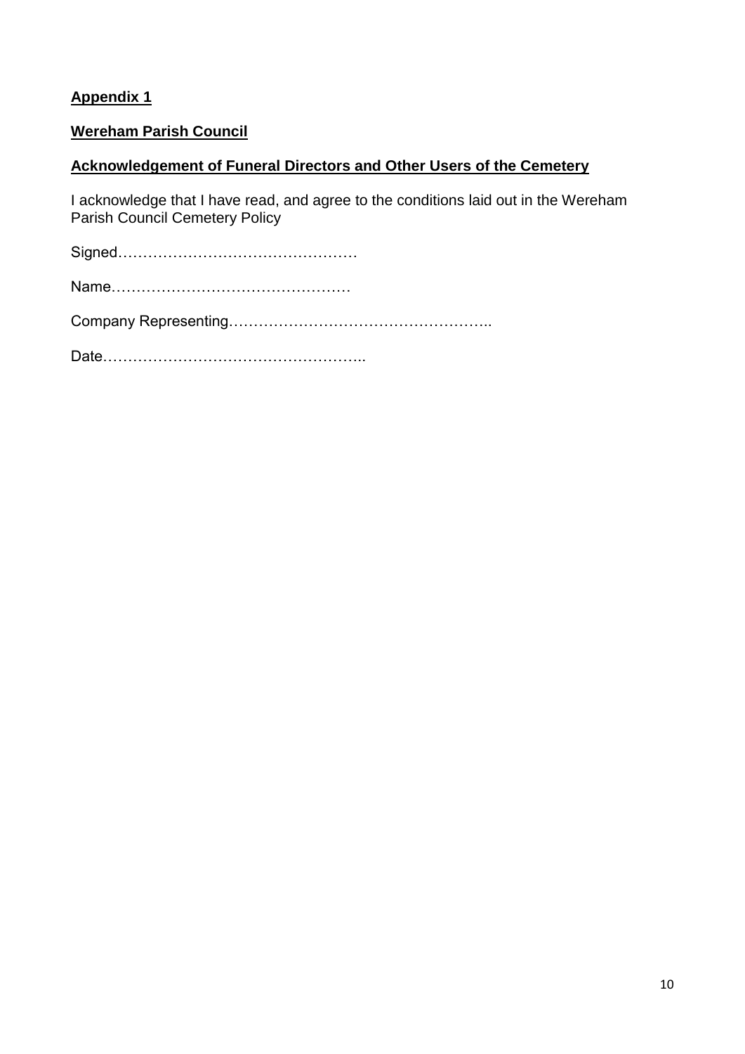**Appendix 1**

**Wereham Parish Council**

**Acknowledgement of Funeral Directors and Other Users of the Cemetery**

I acknowledge that I have read, and agree to the conditions laid out in the Wereham Parish Council Cemetery Policy

Signed…………………………………………

Name…………………………………………

Company Representing……………………………………………..

Date……………………………………………..